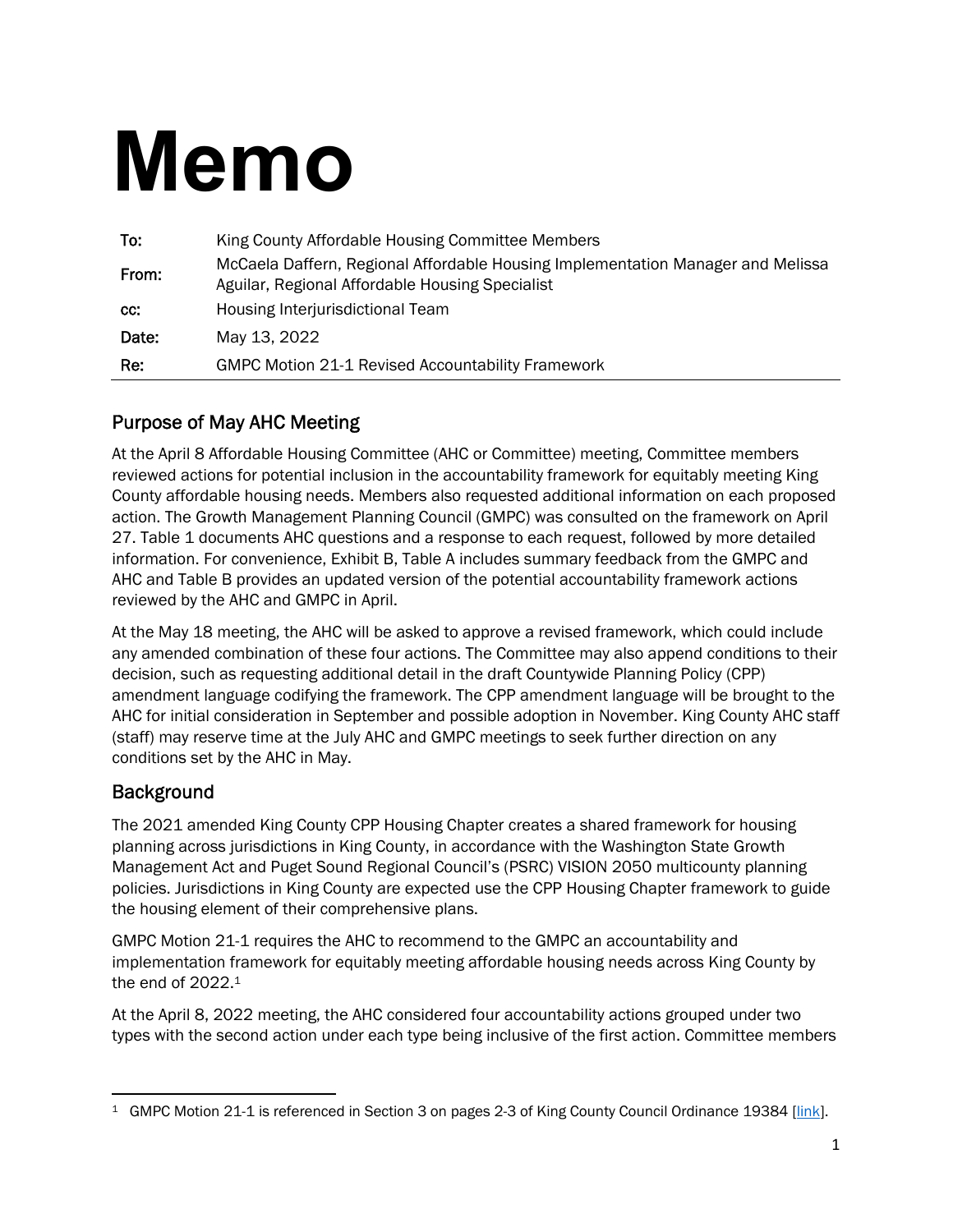# Memo

| | |
|---|---|
| To: | King County Affordable Housing Committee Members |
| From: | McCaela Daffern, Regional Affordable Housing Implementation Manager and Melissa Aguilar, Regional Affordable Housing Specialist |
| cc: | Housing Interjurisdictional Team |
| Date: | May 13, 2022 |
| Re: | GMPC Motion 21-1 Revised Accountability Framework |

## Purpose of May AHC Meeting

At the April 8 Affordable Housing Committee (AHC or Committee) meeting, Committee members reviewed actions for potential inclusion in the accountability framework for equitably meeting King County affordable housing needs. Members also requested additional information on each proposed action. The Growth Management Planning Council (GMPC) was consulted on the framework on April 27. Table 1 documents AHC questions and a response to each request, followed by more detailed information. For convenience, Exhibit B, Table A includes summary feedback from the GMPC and AHC and Table B provides an updated version of the potential accountability framework actions reviewed by the AHC and GMPC in April.

At the May 18 meeting, the AHC will be asked to approve a revised framework, which could include any amended combination of these four actions. The Committee may also append conditions to their decision, such as requesting additional detail in the draft Countywide Planning Policy (CPP) amendment language codifying the framework. The CPP amendment language will be brought to the AHC for initial consideration in September and possible adoption in November. King County AHC staff (staff) may reserve time at the July AHC and GMPC meetings to seek further direction on any conditions set by the AHC in May.

## Background

The 2021 amended King County CPP Housing Chapter creates a shared framework for housing planning across jurisdictions in King County, in accordance with the Washington State Growth Management Act and Puget Sound Regional Council's (PSRC) VISION 2050 multicounty planning policies. Jurisdictions in King County are expected use the CPP Housing Chapter framework to guide the housing element of their comprehensive plans.

GMPC Motion 21-1 requires the AHC to recommend to the GMPC an accountability and implementation framework for equitably meeting affordable housing needs across King County by the end of 2022.[1]

At the April 8, 2022 meeting, the AHC considered four accountability actions grouped under two types with the second action under each type being inclusive of the first action. Committee members

[1] GMPC Motion 21-1 is referenced in Section 3 on pages 2-3 of King County Council Ordinance 19384 [link].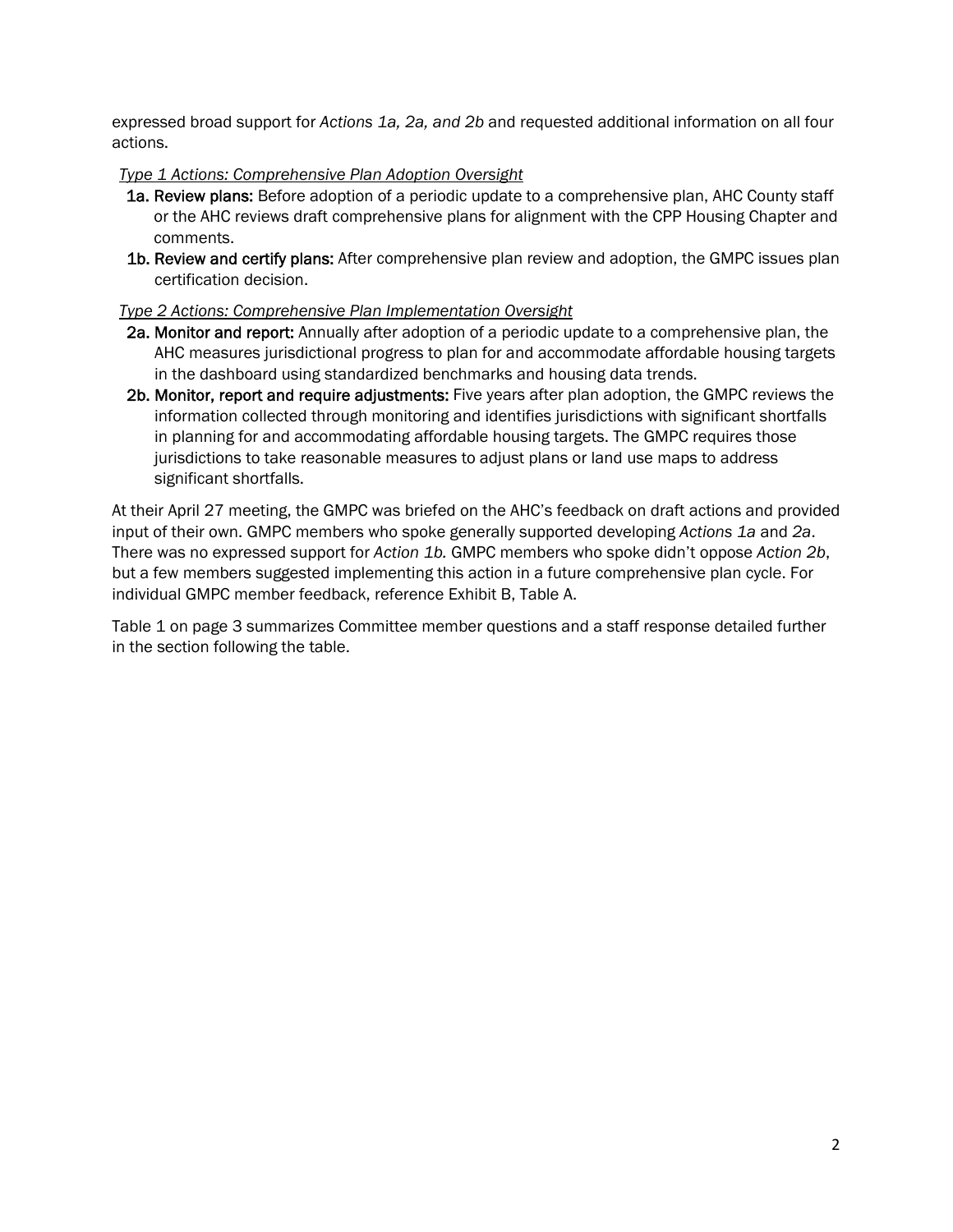expressed broad support for *Actions 1a, 2a, and 2b* and requested additional information on all four actions.

*Type 1 Actions: Comprehensive Plan Adoption Oversight*

- **1a. Review plans:** Before adoption of a periodic update to a comprehensive plan, AHC County staff or the AHC reviews draft comprehensive plans for alignment with the CPP Housing Chapter and comments.
- **1b. Review and certify plans:** After comprehensive plan review and adoption, the GMPC issues plan certification decision.

*Type 2 Actions: Comprehensive Plan Implementation Oversight*

- **2a. Monitor and report:** Annually after adoption of a periodic update to a comprehensive plan, the AHC measures jurisdictional progress to plan for and accommodate affordable housing targets in the dashboard using standardized benchmarks and housing data trends.
- **2b. Monitor, report and require adjustments:** Five years after plan adoption, the GMPC reviews the information collected through monitoring and identifies jurisdictions with significant shortfalls in planning for and accommodating affordable housing targets. The GMPC requires those jurisdictions to take reasonable measures to adjust plans or land use maps to address significant shortfalls.

At their April 27 meeting, the GMPC was briefed on the AHC's feedback on draft actions and provided input of their own. GMPC members who spoke generally supported developing *Actions 1a* and *2a*. There was no expressed support for *Action 1b*. GMPC members who spoke didn't oppose *Action 2b*, but a few members suggested implementing this action in a future comprehensive plan cycle. For individual GMPC member feedback, reference Exhibit B, Table A.

Table 1 on page 3 summarizes Committee member questions and a staff response detailed further in the section following the table.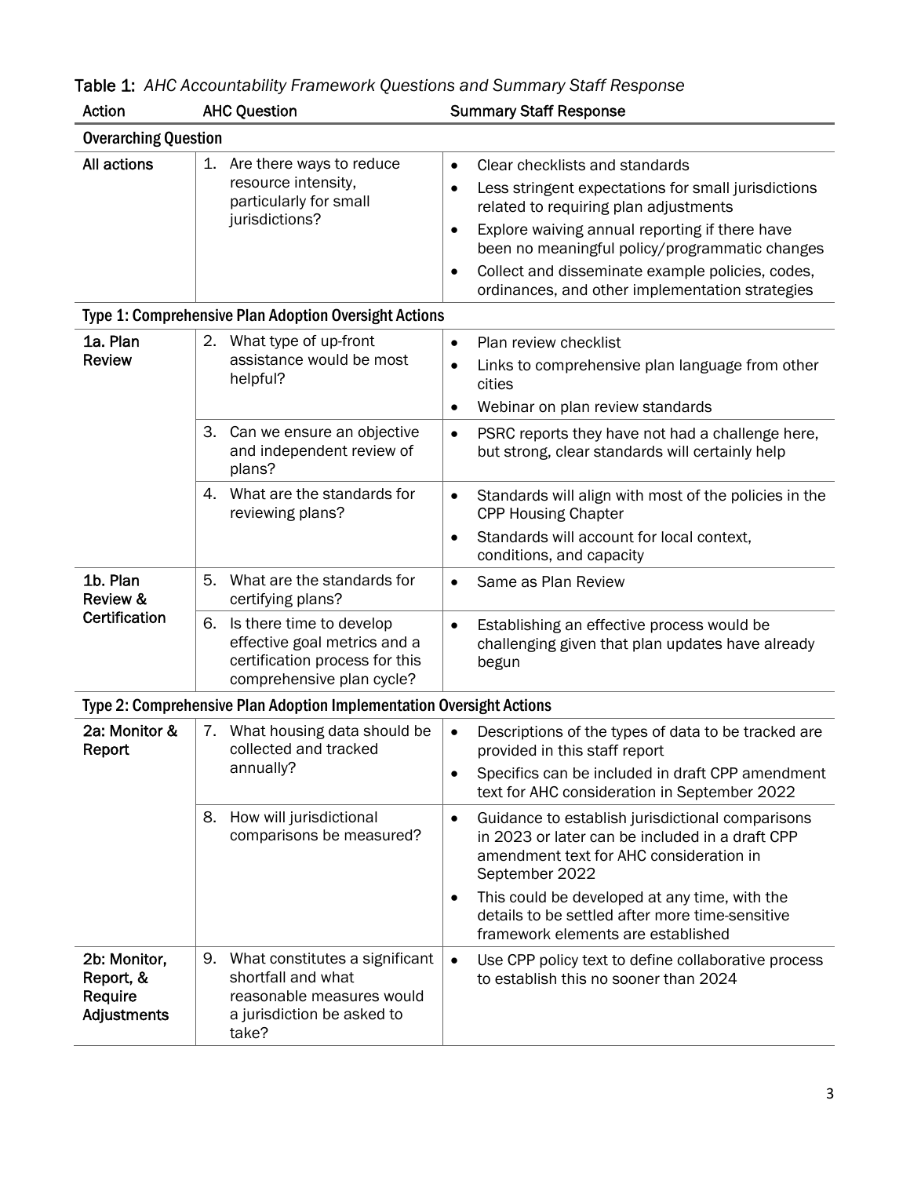Table 1: *AHC Accountability Framework Questions and Summary Staff Response*

| Action | AHC Question | Summary Staff Response |
| --- | --- | --- |
| **Overarching Question** | | |
| All actions | 1. Are there ways to reduce resource intensity, particularly for small jurisdictions? | • Clear checklists and standards<br>• Less stringent expectations for small jurisdictions related to requiring plan adjustments<br>• Explore waiving annual reporting if there have been no meaningful policy/programmatic changes<br>• Collect and disseminate example policies, codes, ordinances, and other implementation strategies |
| **Type 1: Comprehensive Plan Adoption Oversight Actions** | | |
| 1a. Plan Review | 2. What type of up-front assistance would be most helpful? | • Plan review checklist<br>• Links to comprehensive plan language from other cities<br>• Webinar on plan review standards |
| | 3. Can we ensure an objective and independent review of plans? | • PSRC reports they have not had a challenge here, but strong, clear standards will certainly help |
| | 4. What are the standards for reviewing plans? | • Standards will align with most of the policies in the CPP Housing Chapter<br>• Standards will account for local context, conditions, and capacity |
| 1b. Plan Review & Certification | 5. What are the standards for certifying plans? | • Same as Plan Review |
| | 6. Is there time to develop effective goal metrics and a certification process for this comprehensive plan cycle? | • Establishing an effective process would be challenging given that plan updates have already begun |
| **Type 2: Comprehensive Plan Adoption Implementation Oversight Actions** | | |
| 2a: Monitor & Report | 7. What housing data should be collected and tracked annually? | • Descriptions of the types of data to be tracked are provided in this staff report<br>• Specifics can be included in draft CPP amendment text for AHC consideration in September 2022 |
| | 8. How will jurisdictional comparisons be measured? | • Guidance to establish jurisdictional comparisons in 2023 or later can be included in a draft CPP amendment text for AHC consideration in September 2022<br>• This could be developed at any time, with the details to be settled after more time-sensitive framework elements are established |
| 2b: Monitor, Report, & Require Adjustments | 9. What constitutes a significant shortfall and what reasonable measures would a jurisdiction be asked to take? | • Use CPP policy text to define collaborative process to establish this no sooner than 2024 |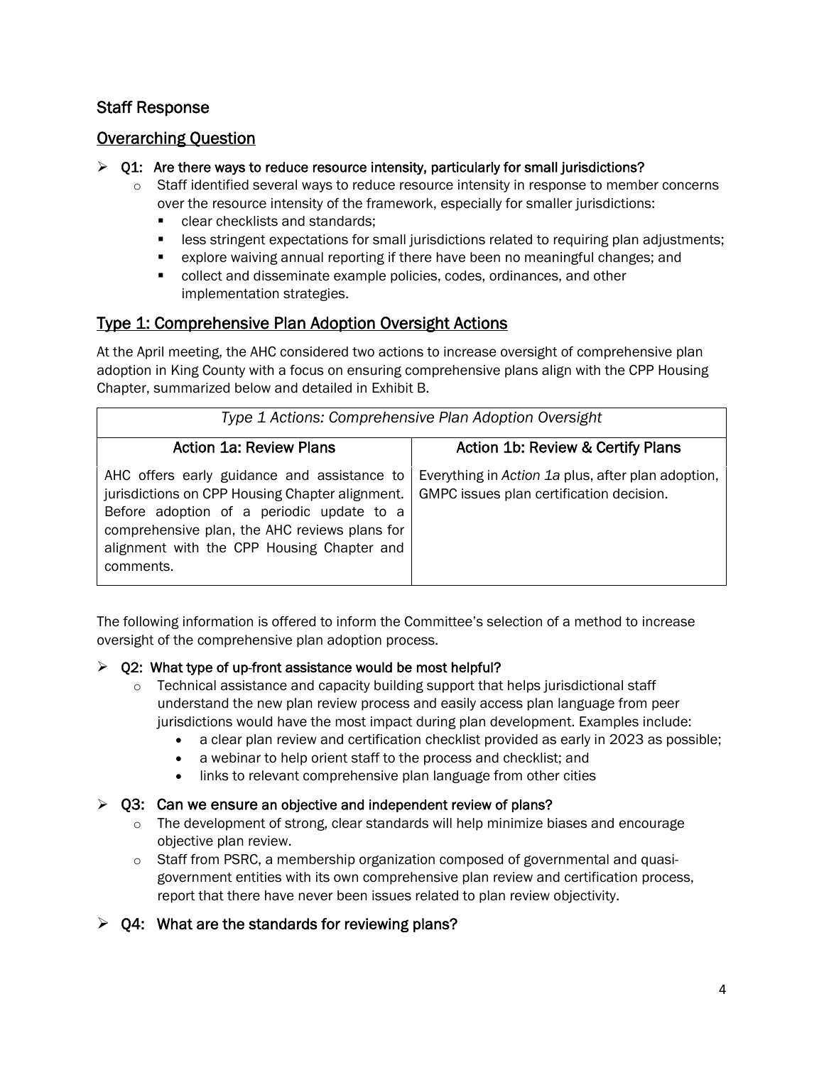## Staff Response

## Overarching Question

- **Q1: Are there ways to reduce resource intensity, particularly for small jurisdictions?**
  - Staff identified several ways to reduce resource intensity in response to member concerns over the resource intensity of the framework, especially for smaller jurisdictions:
    - clear checklists and standards;
    - less stringent expectations for small jurisdictions related to requiring plan adjustments;
    - explore waiving annual reporting if there have been no meaningful changes; and
    - collect and disseminate example policies, codes, ordinances, and other implementation strategies.

## Type 1: Comprehensive Plan Adoption Oversight Actions

At the April meeting, the AHC considered two actions to increase oversight of comprehensive plan adoption in King County with a focus on ensuring comprehensive plans align with the CPP Housing Chapter, summarized below and detailed in Exhibit B.

| *Type 1 Actions: Comprehensive Plan Adoption Oversight* | |
|---|---|
| **Action 1a: Review Plans** | **Action 1b: Review & Certify Plans** |
| AHC offers early guidance and assistance to jurisdictions on CPP Housing Chapter alignment. Before adoption of a periodic update to a comprehensive plan, the AHC reviews plans for alignment with the CPP Housing Chapter and comments. | Everything in *Action 1a* plus, after plan adoption, GMPC issues plan certification decision. |

The following information is offered to inform the Committee's selection of a method to increase oversight of the comprehensive plan adoption process.

- **Q2: What type of up-front assistance would be most helpful?**
  - Technical assistance and capacity building support that helps jurisdictional staff understand the new plan review process and easily access plan language from peer jurisdictions would have the most impact during plan development. Examples include:
    - a clear plan review and certification checklist provided as early in 2023 as possible;
    - a webinar to help orient staff to the process and checklist; and
    - links to relevant comprehensive plan language from other cities

- **Q3: Can we ensure an objective and independent review of plans?**
  - The development of strong, clear standards will help minimize biases and encourage objective plan review.
  - Staff from PSRC, a membership organization composed of governmental and quasi-government entities with its own comprehensive plan review and certification process, report that there have never been issues related to plan review objectivity.

- **Q4: What are the standards for reviewing plans?**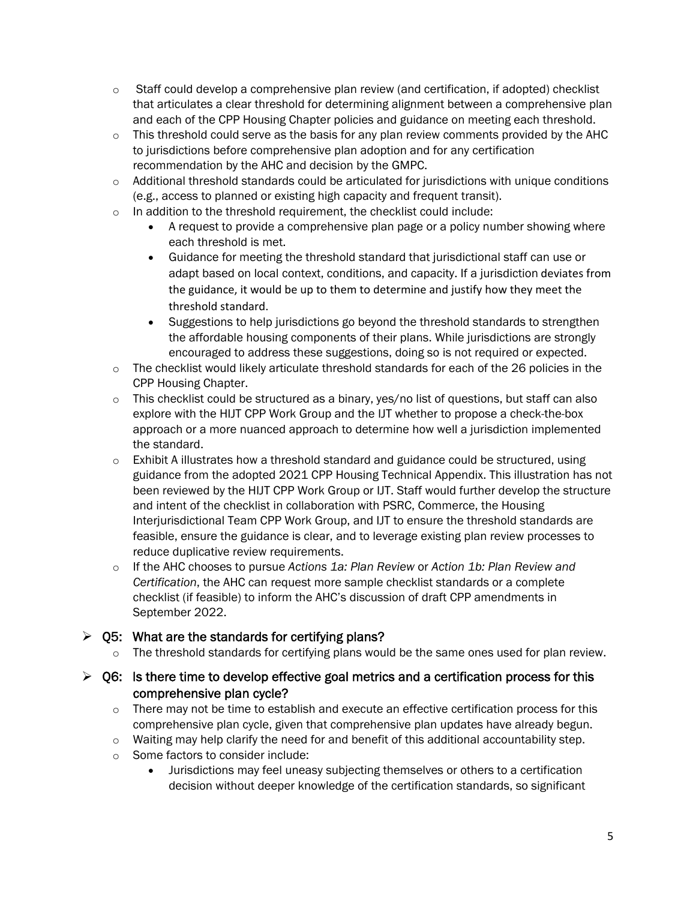- Staff could develop a comprehensive plan review (and certification, if adopted) checklist that articulates a clear threshold for determining alignment between a comprehensive plan and each of the CPP Housing Chapter policies and guidance on meeting each threshold.
- This threshold could serve as the basis for any plan review comments provided by the AHC to jurisdictions before comprehensive plan adoption and for any certification recommendation by the AHC and decision by the GMPC.
- Additional threshold standards could be articulated for jurisdictions with unique conditions (e.g., access to planned or existing high capacity and frequent transit).
- In addition to the threshold requirement, the checklist could include:
  - A request to provide a comprehensive plan page or a policy number showing where each threshold is met.
  - Guidance for meeting the threshold standard that jurisdictional staff can use or adapt based on local context, conditions, and capacity. If a jurisdiction deviates from the guidance, it would be up to them to determine and justify how they meet the threshold standard.
  - Suggestions to help jurisdictions go beyond the threshold standards to strengthen the affordable housing components of their plans. While jurisdictions are strongly encouraged to address these suggestions, doing so is not required or expected.
- The checklist would likely articulate threshold standards for each of the 26 policies in the CPP Housing Chapter.
- This checklist could be structured as a binary, yes/no list of questions, but staff can also explore with the HIJT CPP Work Group and the IJT whether to propose a check-the-box approach or a more nuanced approach to determine how well a jurisdiction implemented the standard.
- Exhibit A illustrates how a threshold standard and guidance could be structured, using guidance from the adopted 2021 CPP Housing Technical Appendix. This illustration has not been reviewed by the HIJT CPP Work Group or IJT. Staff would further develop the structure and intent of the checklist in collaboration with PSRC, Commerce, the Housing Interjurisdictional Team CPP Work Group, and IJT to ensure the threshold standards are feasible, ensure the guidance is clear, and to leverage existing plan review processes to reduce duplicative review requirements.
- If the AHC chooses to pursue *Actions 1a: Plan Review* or *Action 1b: Plan Review and Certification*, the AHC can request more sample checklist standards or a complete checklist (if feasible) to inform the AHC's discussion of draft CPP amendments in September 2022.

## Q5: What are the standards for certifying plans?

- The threshold standards for certifying plans would be the same ones used for plan review.

## Q6: Is there time to develop effective goal metrics and a certification process for this comprehensive plan cycle?

- There may not be time to establish and execute an effective certification process for this comprehensive plan cycle, given that comprehensive plan updates have already begun.
- Waiting may help clarify the need for and benefit of this additional accountability step.
- Some factors to consider include:
  - Jurisdictions may feel uneasy subjecting themselves or others to a certification decision without deeper knowledge of the certification standards, so significant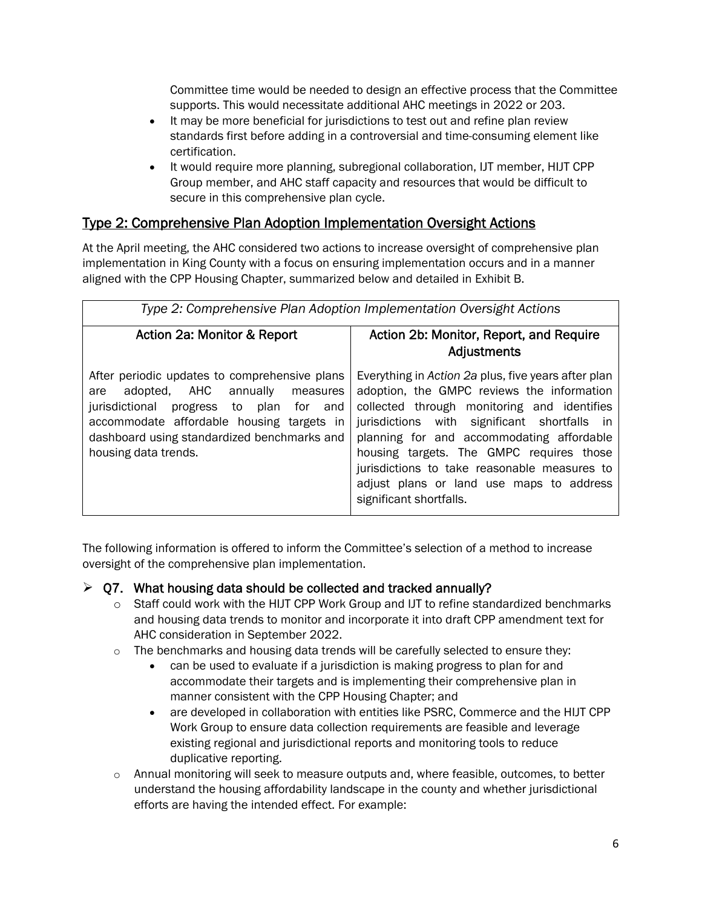Committee time would be needed to design an effective process that the Committee supports. This would necessitate additional AHC meetings in 2022 or 203.

- It may be more beneficial for jurisdictions to test out and refine plan review standards first before adding in a controversial and time-consuming element like certification.
- It would require more planning, subregional collaboration, IJT member, HIJT CPP Group member, and AHC staff capacity and resources that would be difficult to secure in this comprehensive plan cycle.

## Type 2: Comprehensive Plan Adoption Implementation Oversight Actions

At the April meeting, the AHC considered two actions to increase oversight of comprehensive plan implementation in King County with a focus on ensuring implementation occurs and in a manner aligned with the CPP Housing Chapter, summarized below and detailed in Exhibit B.

| *Type 2: Comprehensive Plan Adoption Implementation Oversight Actions* | |
|---|---|
| Action 2a: Monitor & Report | Action 2b: Monitor, Report, and Require Adjustments |
| After periodic updates to comprehensive plans are adopted, AHC annually measures jurisdictional progress to plan for and accommodate affordable housing targets in dashboard using standardized benchmarks and housing data trends. | Everything in *Action 2a* plus, five years after plan adoption, the GMPC reviews the information collected through monitoring and identifies jurisdictions with significant shortfalls in planning for and accommodating affordable housing targets. The GMPC requires those jurisdictions to take reasonable measures to adjust plans or land use maps to address significant shortfalls. |

The following information is offered to inform the Committee's selection of a method to increase oversight of the comprehensive plan implementation.

- **Q7. What housing data should be collected and tracked annually?**
  - Staff could work with the HIJT CPP Work Group and IJT to refine standardized benchmarks and housing data trends to monitor and incorporate it into draft CPP amendment text for AHC consideration in September 2022.
  - The benchmarks and housing data trends will be carefully selected to ensure they:
    - can be used to evaluate if a jurisdiction is making progress to plan for and accommodate their targets and is implementing their comprehensive plan in manner consistent with the CPP Housing Chapter; and
    - are developed in collaboration with entities like PSRC, Commerce and the HIJT CPP Work Group to ensure data collection requirements are feasible and leverage existing regional and jurisdictional reports and monitoring tools to reduce duplicative reporting.
  - Annual monitoring will seek to measure outputs and, where feasible, outcomes, to better understand the housing affordability landscape in the county and whether jurisdictional efforts are having the intended effect. For example: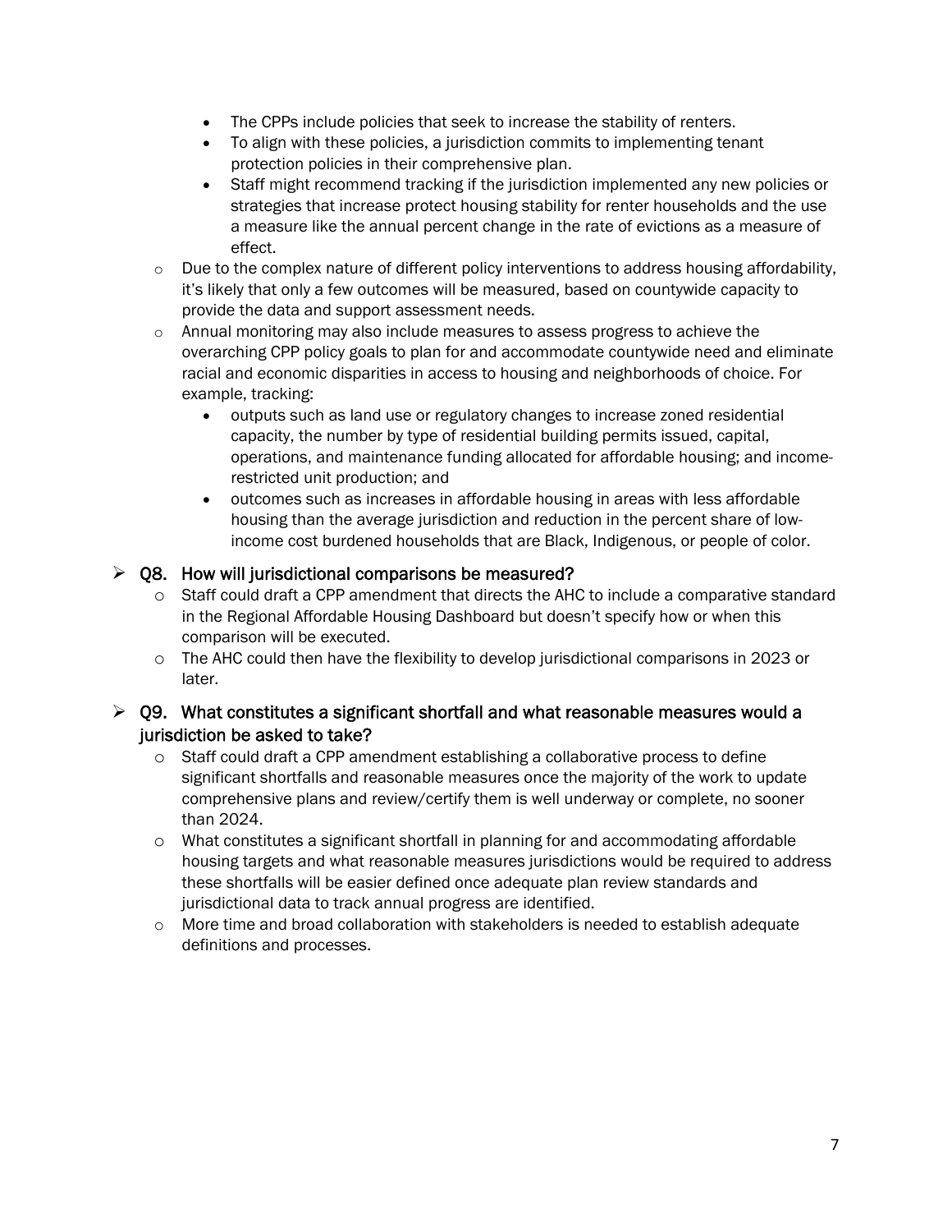- The CPPs include policies that seek to increase the stability of renters.
- To align with these policies, a jurisdiction commits to implementing tenant protection policies in their comprehensive plan.
- Staff might recommend tracking if the jurisdiction implemented any new policies or strategies that increase protect housing stability for renter households and the use a measure like the annual percent change in the rate of evictions as a measure of effect.

  - Due to the complex nature of different policy interventions to address housing affordability, it's likely that only a few outcomes will be measured, based on countywide capacity to provide the data and support assessment needs.
  - Annual monitoring may also include measures to assess progress to achieve the overarching CPP policy goals to plan for and accommodate countywide need and eliminate racial and economic disparities in access to housing and neighborhoods of choice. For example, tracking:
    - outputs such as land use or regulatory changes to increase zoned residential capacity, the number by type of residential building permits issued, capital, operations, and maintenance funding allocated for affordable housing; and income-restricted unit production; and
    - outcomes such as increases in affordable housing in areas with less affordable housing than the average jurisdiction and reduction in the percent share of low-income cost burdened households that are Black, Indigenous, or people of color.

### Q8. How will jurisdictional comparisons be measured?

- Staff could draft a CPP amendment that directs the AHC to include a comparative standard in the Regional Affordable Housing Dashboard but doesn't specify how or when this comparison will be executed.
- The AHC could then have the flexibility to develop jurisdictional comparisons in 2023 or later.

### Q9. What constitutes a significant shortfall and what reasonable measures would a jurisdiction be asked to take?

- Staff could draft a CPP amendment establishing a collaborative process to define significant shortfalls and reasonable measures once the majority of the work to update comprehensive plans and review/certify them is well underway or complete, no sooner than 2024.
- What constitutes a significant shortfall in planning for and accommodating affordable housing targets and what reasonable measures jurisdictions would be required to address these shortfalls will be easier defined once adequate plan review standards and jurisdictional data to track annual progress are identified.
- More time and broad collaboration with stakeholders is needed to establish adequate definitions and processes.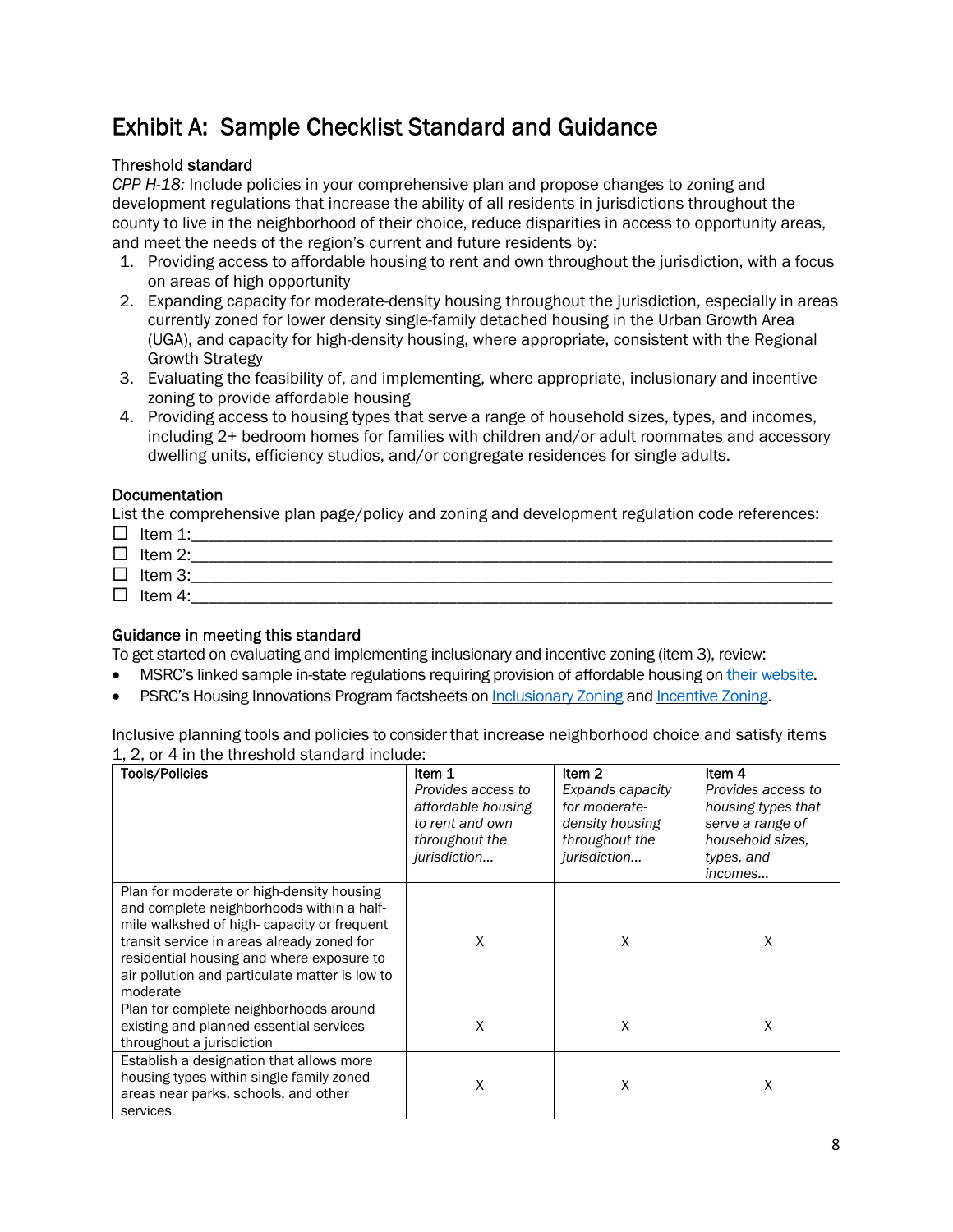# Exhibit A: Sample Checklist Standard and Guidance

### Threshold standard

*CPP H-18:* Include policies in your comprehensive plan and propose changes to zoning and development regulations that increase the ability of all residents in jurisdictions throughout the county to live in the neighborhood of their choice, reduce disparities in access to opportunity areas, and meet the needs of the region's current and future residents by:

1. Providing access to affordable housing to rent and own throughout the jurisdiction, with a focus on areas of high opportunity
2. Expanding capacity for moderate-density housing throughout the jurisdiction, especially in areas currently zoned for lower density single-family detached housing in the Urban Growth Area (UGA), and capacity for high-density housing, where appropriate, consistent with the Regional Growth Strategy
3. Evaluating the feasibility of, and implementing, where appropriate, inclusionary and incentive zoning to provide affordable housing
4. Providing access to housing types that serve a range of household sizes, types, and incomes, including 2+ bedroom homes for families with children and/or adult roommates and accessory dwelling units, efficiency studios, and/or congregate residences for single adults.

### Documentation

List the comprehensive plan page/policy and zoning and development regulation code references:

- ☐ Item 1:______________________________________________________________________
- ☐ Item 2:______________________________________________________________________
- ☐ Item 3:______________________________________________________________________
- ☐ Item 4:______________________________________________________________________

### Guidance in meeting this standard

To get started on evaluating and implementing inclusionary and incentive zoning (item 3), review:

- MSRC's linked sample in-state regulations requiring provision of affordable housing on their website.
- PSRC's Housing Innovations Program factsheets on Inclusionary Zoning and Incentive Zoning.

Inclusive planning tools and policies to consider that increase neighborhood choice and satisfy items 1, 2, or 4 in the threshold standard include:

| Tools/Policies | Item 1 *Provides access to affordable housing to rent and own throughout the jurisdiction…* | Item 2 *Expands capacity for moderate-density housing throughout the jurisdiction…* | Item 4 *Provides access to housing types that serve a range of household sizes, types, and incomes…* |
|---|---|---|---|
| Plan for moderate or high-density housing and complete neighborhoods within a half-mile walkshed of high- capacity or frequent transit service in areas already zoned for residential housing and where exposure to air pollution and particulate matter is low to moderate | X | X | X |
| Plan for complete neighborhoods around existing and planned essential services throughout a jurisdiction | X | X | X |
| Establish a designation that allows more housing types within single-family zoned areas near parks, schools, and other services | X | X | X |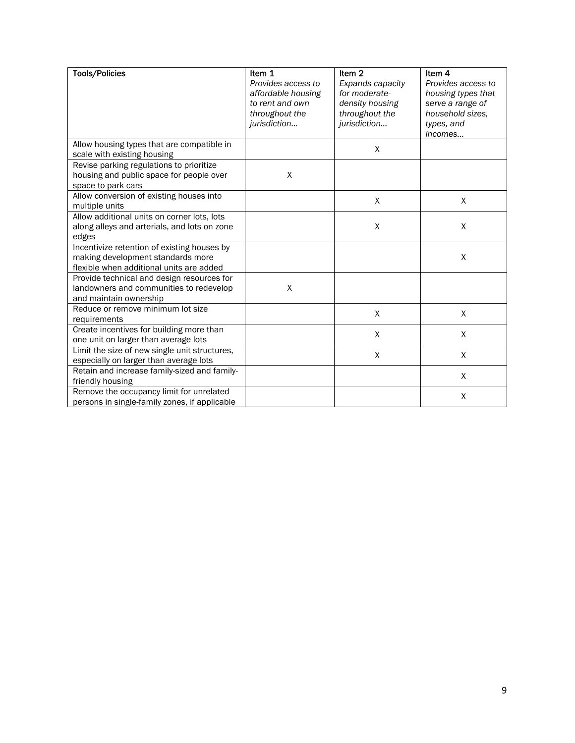| Tools/Policies | Item 1 *Provides access to affordable housing to rent and own throughout the jurisdiction…* | Item 2 *Expands capacity for moderate-density housing throughout the jurisdiction…* | Item 4 *Provides access to housing types that serve a range of household sizes, types, and incomes…* |
|---|---|---|---|
| Allow housing types that are compatible in scale with existing housing | | X | |
| Revise parking regulations to prioritize housing and public space for people over space to park cars | X | | |
| Allow conversion of existing houses into multiple units | | X | X |
| Allow additional units on corner lots, lots along alleys and arterials, and lots on zone edges | | X | X |
| Incentivize retention of existing houses by making development standards more flexible when additional units are added | | | X |
| Provide technical and design resources for landowners and communities to redevelop and maintain ownership | X | | |
| Reduce or remove minimum lot size requirements | | X | X |
| Create incentives for building more than one unit on larger than average lots | | X | X |
| Limit the size of new single-unit structures, especially on larger than average lots | | X | X |
| Retain and increase family-sized and family-friendly housing | | | X |
| Remove the occupancy limit for unrelated persons in single-family zones, if applicable | | | X |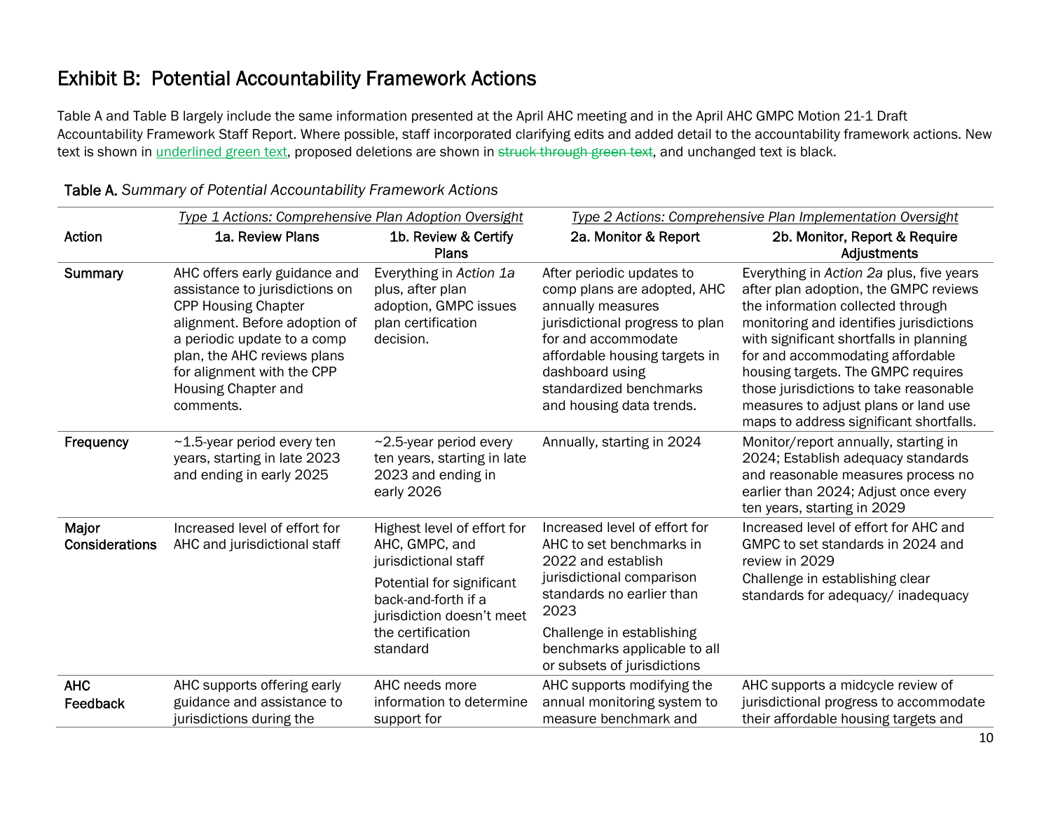# Exhibit B: Potential Accountability Framework Actions

Table A and Table B largely include the same information presented at the April AHC meeting and in the April AHC GMPC Motion 21-1 Draft Accountability Framework Staff Report. Where possible, staff incorporated clarifying edits and added detail to the accountability framework actions. New text is shown in <u>underlined green text</u>, proposed deletions are shown in ~~struck through green text~~, and unchanged text is black.

**Table A.** *Summary of Potential Accountability Framework Actions*

| | *Type 1 Actions: Comprehensive Plan Adoption Oversight* | | *Type 2 Actions: Comprehensive Plan Implementation Oversight* | |
|---|---|---|---|---|
| **Action** | **1a. Review Plans** | **1b. Review & Certify Plans** | **2a. Monitor & Report** | **2b. Monitor, Report & Require Adjustments** |
| **Summary** | AHC offers early guidance and assistance to jurisdictions on CPP Housing Chapter alignment. Before adoption of a periodic update to a comp plan, the AHC reviews plans for alignment with the CPP Housing Chapter and comments. | Everything in *Action 1a* plus, after plan adoption, GMPC issues plan certification decision. | After periodic updates to comp plans are adopted, AHC annually measures jurisdictional progress to plan for and accommodate affordable housing targets in dashboard using standardized benchmarks and housing data trends. | Everything in *Action 2a* plus, five years after plan adoption, the GMPC reviews the information collected through monitoring and identifies jurisdictions with significant shortfalls in planning for and accommodating affordable housing targets. The GMPC requires those jurisdictions to take reasonable measures to adjust plans or land use maps to address significant shortfalls. |
| **Frequency** | ~1.5-year period every ten years, starting in late 2023 and ending in early 2025 | ~2.5-year period every ten years, starting in late 2023 and ending in early 2026 | Annually, starting in 2024 | Monitor/report annually, starting in 2024; Establish adequacy standards and reasonable measures process no earlier than 2024; Adjust once every ten years, starting in 2029 |
| **Major Considerations** | Increased level of effort for AHC and jurisdictional staff | Highest level of effort for AHC, GMPC, and jurisdictional staff<br><br>Potential for significant back-and-forth if a jurisdiction doesn't meet the certification standard | Increased level of effort for AHC to set benchmarks in 2022 and establish jurisdictional comparison standards no earlier than 2023<br><br>Challenge in establishing benchmarks applicable to all or subsets of jurisdictions | Increased level of effort for AHC and GMPC to set standards in 2024 and review in 2029<br><br>Challenge in establishing clear standards for adequacy/ inadequacy |
| **AHC Feedback** | AHC supports offering early guidance and assistance to jurisdictions during the | AHC needs more information to determine support for | AHC supports modifying the annual monitoring system to measure benchmark and | AHC supports a midcycle review of jurisdictional progress to accommodate their affordable housing targets and |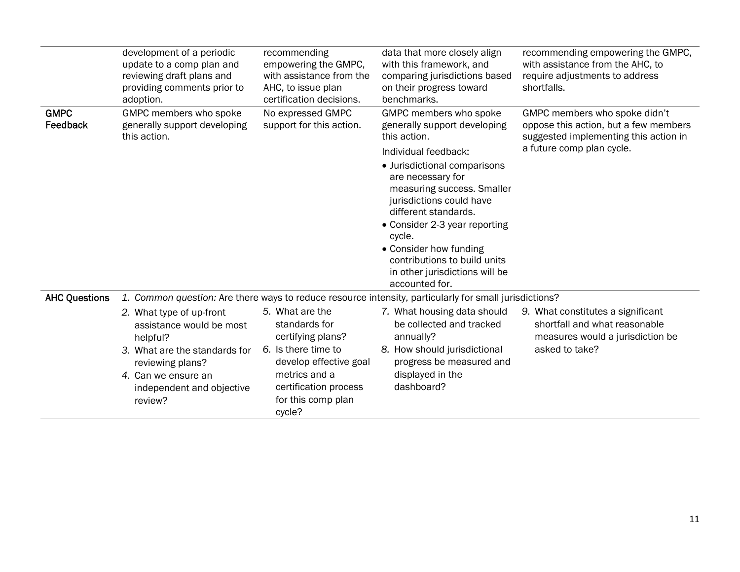| | | | | |
|---|---|---|---|---|
| | development of a periodic update to a comp plan and reviewing draft plans and providing comments prior to adoption. | recommending empowering the GMPC, with assistance from the AHC, to issue plan certification decisions. | data that more closely align with this framework, and comparing jurisdictions based on their progress toward benchmarks. | recommending empowering the GMPC, with assistance from the AHC, to require adjustments to address shortfalls. |
| GMPC Feedback | GMPC members who spoke generally support developing this action. | No expressed GMPC support for this action. | GMPC members who spoke generally support developing this action.<br><br>Individual feedback:<br>• Jurisdictional comparisons are necessary for measuring success. Smaller jurisdictions could have different standards.<br>• Consider 2-3 year reporting cycle.<br>• Consider how funding contributions to build units in other jurisdictions will be accounted for. | GMPC members who spoke didn't oppose this action, but a few members suggested implementing this action in a future comp plan cycle. |
| AHC Questions | 1. *Common question:* Are there ways to reduce resource intensity, particularly for small jurisdictions? | | | |
| | 2. What type of up-front assistance would be most helpful?<br>3. What are the standards for reviewing plans?<br>4. Can we ensure an independent and objective review? | 5. What are the standards for certifying plans?<br>6. Is there time to develop effective goal metrics and a certification process for this comp plan cycle? | 7. What housing data should be collected and tracked annually?<br>8. How should jurisdictional progress be measured and displayed in the dashboard? | 9. What constitutes a significant shortfall and what reasonable measures would a jurisdiction be asked to take? |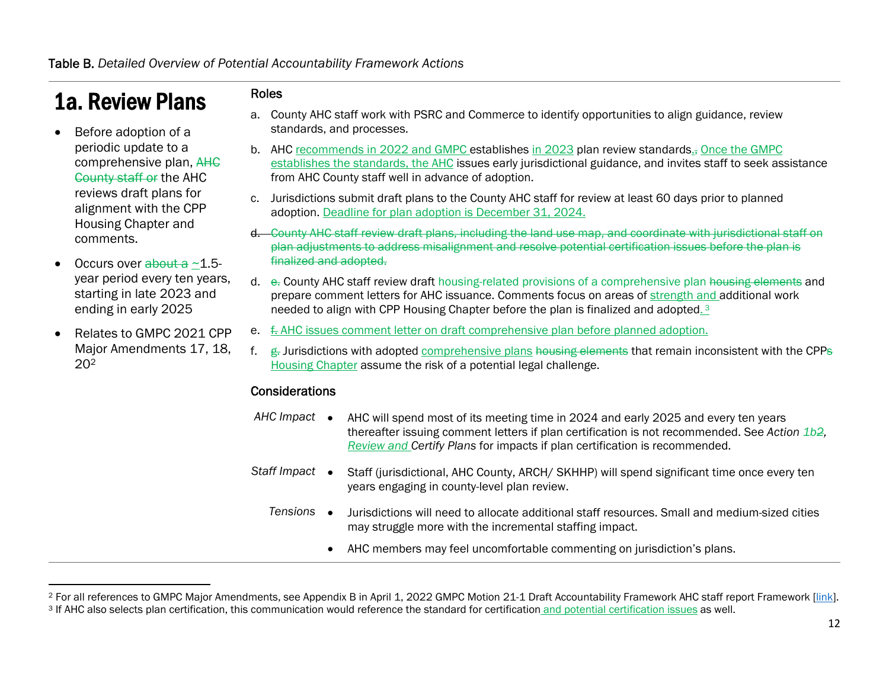Table B. *Detailed Overview of Potential Accountability Framework Actions*

# 1a. Review Plans

- Before adoption of a periodic update to a comprehensive plan, ~~AHC County staff or~~ the AHC reviews draft plans for alignment with the CPP Housing Chapter and comments.
- Occurs over ~~about a~~ ~1.5-year period every ten years, starting in late 2023 and ending in early 2025
- Relates to GMPC 2021 CPP Major Amendments 17, 18, 20[2]

## Roles

a. County AHC staff work with PSRC and Commerce to identify opportunities to align guidance, review standards, and processes.

b. AHC recommends in 2022 and GMPC establishes in 2023 plan review standards.~~,~~ Once the GMPC establishes the standards, the AHC issues early jurisdictional guidance, and invites staff to seek assistance from AHC County staff well in advance of adoption.

c. Jurisdictions submit draft plans to the County AHC staff for review at least 60 days prior to planned adoption. Deadline for plan adoption is December 31, 2024.

~~d. County AHC staff review draft plans, including the land use map, and coordinate with jurisdictional staff on plan adjustments to address misalignment and resolve potential certification issues before the plan is finalized and adopted.~~

d. ~~e.~~ County AHC staff review draft housing-related provisions of a comprehensive plan ~~housing elements~~ and prepare comment letters for AHC issuance. Comments focus on areas of strength and additional work needed to align with CPP Housing Chapter before the plan is finalized and adopted.[3]

e. ~~f.~~ AHC issues comment letter on draft comprehensive plan before planned adoption.

f. ~~g.~~ Jurisdictions with adopted comprehensive plans ~~housing elements~~ that remain inconsistent with the CPP~~s~~ Housing Chapter assume the risk of a potential legal challenge.

## Considerations

*AHC Impact*

- AHC will spend most of its meeting time in 2024 and early 2025 and every ten years thereafter issuing comment letters if plan certification is not recommended. See *Action 1b~~2~~, Review and Certify Plans* for impacts if plan certification is recommended.

*Staff Impact*

- Staff (jurisdictional, AHC County, ARCH/ SKHHP) will spend significant time once every ten years engaging in county-level plan review.

*Tensions*

- Jurisdictions will need to allocate additional staff resources. Small and medium-sized cities may struggle more with the incremental staffing impact.
- AHC members may feel uncomfortable commenting on jurisdiction's plans.

---

[2] For all references to GMPC Major Amendments, see Appendix B in April 1, 2022 GMPC Motion 21-1 Draft Accountability Framework AHC staff report Framework [link].

[3] If AHC also selects plan certification, this communication would reference the standard for certification and potential certification issues as well.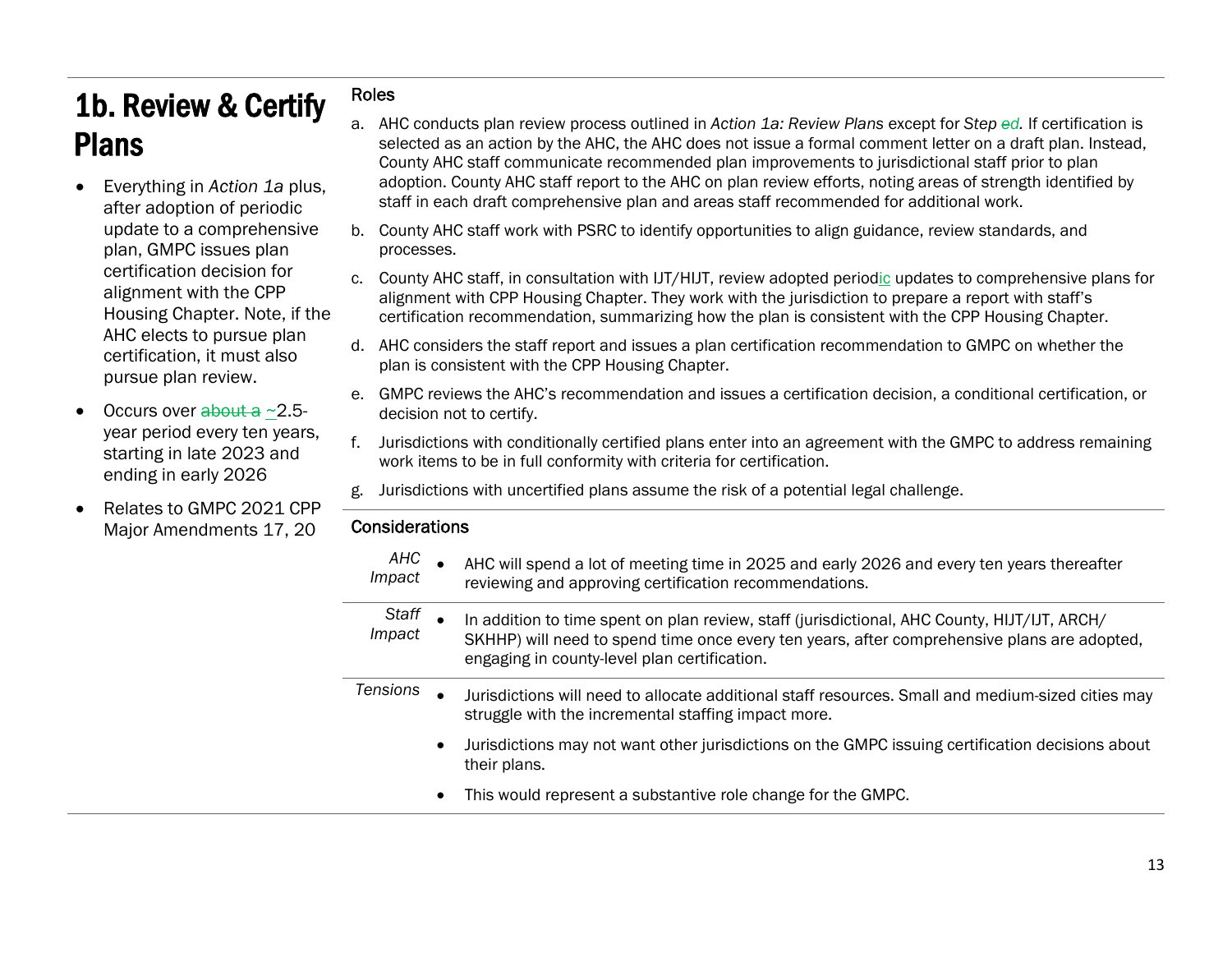# 1b. Review & Certify Plans

- Everything in *Action 1a* plus, after adoption of periodic update to a comprehensive plan, GMPC issues plan certification decision for alignment with the CPP Housing Chapter. Note, if the AHC elects to pursue plan certification, it must also pursue plan review.
- Occurs over ~~about a~~ ~2.5-year period every ten years, starting in late 2023 and ending in early 2026
- Relates to GMPC 2021 CPP Major Amendments 17, 20

## Roles

a. AHC conducts plan review process outlined in *Action 1a: Review Plans* except for *Step ~~ed~~*. If certification is selected as an action by the AHC, the AHC does not issue a formal comment letter on a draft plan. Instead, County AHC staff communicate recommended plan improvements to jurisdictional staff prior to plan adoption. County AHC staff report to the AHC on plan review efforts, noting areas of strength identified by staff in each draft comprehensive plan and areas staff recommended for additional work.

b. County AHC staff work with PSRC to identify opportunities to align guidance, review standards, and processes.

c. County AHC staff, in consultation with IJT/HIJT, review adopted periodic updates to comprehensive plans for alignment with CPP Housing Chapter. They work with the jurisdiction to prepare a report with staff's certification recommendation, summarizing how the plan is consistent with the CPP Housing Chapter.

d. AHC considers the staff report and issues a plan certification recommendation to GMPC on whether the plan is consistent with the CPP Housing Chapter.

e. GMPC reviews the AHC's recommendation and issues a certification decision, a conditional certification, or decision not to certify.

f. Jurisdictions with conditionally certified plans enter into an agreement with the GMPC to address remaining work items to be in full conformity with criteria for certification.

g. Jurisdictions with uncertified plans assume the risk of a potential legal challenge.

## Considerations

| | |
|---|---|
| *AHC Impact* | • AHC will spend a lot of meeting time in 2025 and early 2026 and every ten years thereafter reviewing and approving certification recommendations. |
| *Staff Impact* | • In addition to time spent on plan review, staff (jurisdictional, AHC County, HIJT/IJT, ARCH/SKHHP) will need to spend time once every ten years, after comprehensive plans are adopted, engaging in county-level plan certification. |
| *Tensions* | • Jurisdictions will need to allocate additional staff resources. Small and medium-sized cities may struggle with the incremental staffing impact more.<br>• Jurisdictions may not want other jurisdictions on the GMPC issuing certification decisions about their plans.<br>• This would represent a substantive role change for the GMPC. |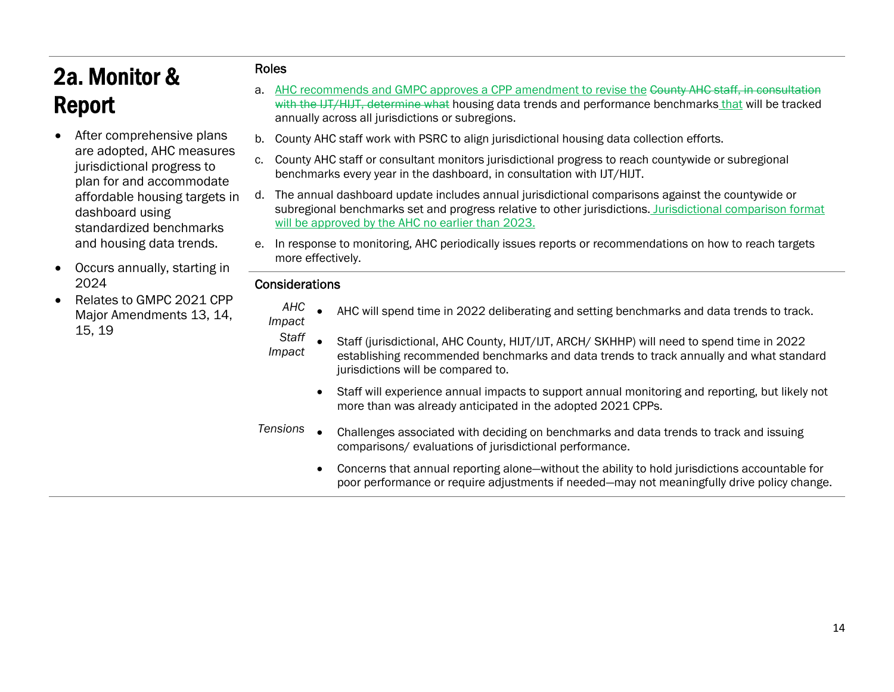# 2a. Monitor & Report

- After comprehensive plans are adopted, AHC measures jurisdictional progress to plan for and accommodate affordable housing targets in dashboard using standardized benchmarks and housing data trends.
- Occurs annually, starting in 2024
- Relates to GMPC 2021 CPP Major Amendments 13, 14, 15, 19

## Roles

a. <ins>AHC recommends and GMPC approves a CPP amendment to revise the</ins> ~~County AHC staff, in consultation with the IJT/HIJT, determine what~~ housing data trends and performance benchmarks <ins>that</ins> will be tracked annually across all jurisdictions or subregions.

b. County AHC staff work with PSRC to align jurisdictional housing data collection efforts.

c. County AHC staff or consultant monitors jurisdictional progress to reach countywide or subregional benchmarks every year in the dashboard, in consultation with IJT/HIJT.

d. The annual dashboard update includes annual jurisdictional comparisons against the countywide or subregional benchmarks set and progress relative to other jurisdictions. <ins>Jurisdictional comparison format will be approved by the AHC no earlier than 2023.</ins>

e. In response to monitoring, AHC periodically issues reports or recommendations on how to reach targets more effectively.

## Considerations

*AHC Impact*

- AHC will spend time in 2022 deliberating and setting benchmarks and data trends to track.

*Staff Impact*

- Staff (jurisdictional, AHC County, HIJT/IJT, ARCH/ SKHHP) will need to spend time in 2022 establishing recommended benchmarks and data trends to track annually and what standard jurisdictions will be compared to.
- Staff will experience annual impacts to support annual monitoring and reporting, but likely not more than was already anticipated in the adopted 2021 CPPs.

*Tensions*

- Challenges associated with deciding on benchmarks and data trends to track and issuing comparisons/ evaluations of jurisdictional performance.
- Concerns that annual reporting alone—without the ability to hold jurisdictions accountable for poor performance or require adjustments if needed—may not meaningfully drive policy change.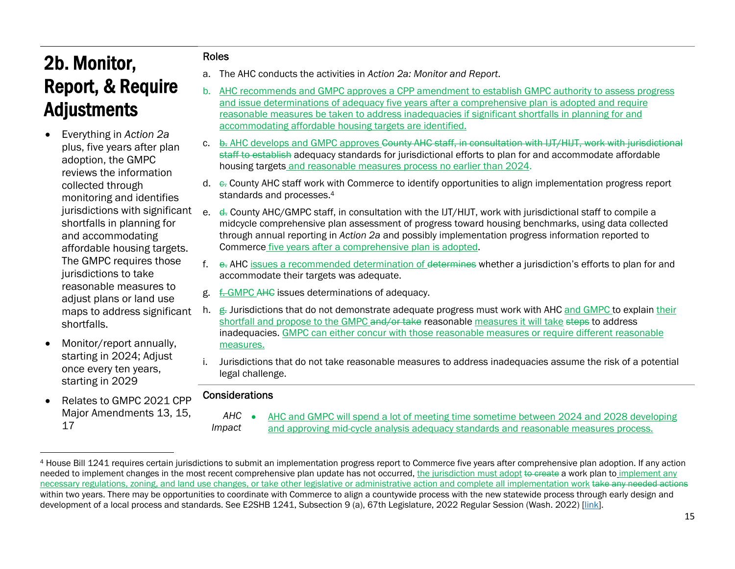# 2b. Monitor, Report, & Require Adjustments

- Everything in *Action 2a* plus, five years after plan adoption, the GMPC reviews the information collected through monitoring and identifies jurisdictions with significant shortfalls in planning for and accommodating affordable housing targets. The GMPC requires those jurisdictions to take reasonable measures to adjust plans or land use maps to address significant shortfalls.
- Monitor/report annually, starting in 2024; Adjust once every ten years, starting in 2029
- Relates to GMPC 2021 CPP Major Amendments 13, 15, 17

### Roles

a. The AHC conducts the activities in *Action 2a: Monitor and Report*.

b. AHC recommends and GMPC approves a CPP amendment to establish GMPC authority to assess progress and issue determinations of adequacy five years after a comprehensive plan is adopted and require reasonable measures be taken to address inadequacies if significant shortfalls in planning for and accommodating affordable housing targets are identified.

c. ~~b.~~ AHC develops and GMPC approves ~~County AHC staff, in consultation with IJT/HIJT, work with jurisdictional staff to establish~~ adequacy standards for jurisdictional efforts to plan for and accommodate affordable housing targets and reasonable measures process no earlier than 2024.

d. ~~c.~~ County AHC staff work with Commerce to identify opportunities to align implementation progress report standards and processes.[4]

e. ~~d.~~ County AHC/GMPC staff, in consultation with the IJT/HIJT, work with jurisdictional staff to compile a midcycle comprehensive plan assessment of progress toward housing benchmarks, using data collected through annual reporting in *Action 2a* and possibly implementation progress information reported to Commerce five years after a comprehensive plan is adopted.

f. ~~e.~~ AHC issues a recommended determination of ~~determines~~ whether a jurisdiction's efforts to plan for and accommodate their targets was adequate.

g. ~~f.~~ GMPC ~~AHC~~ issues determinations of adequacy.

h. ~~g.~~ Jurisdictions that do not demonstrate adequate progress must work with AHC and GMPC to explain their shortfall and propose to the GMPC ~~and/or take~~ reasonable measures it will take ~~steps~~ to address inadequacies. GMPC can either concur with those reasonable measures or require different reasonable measures.

i. Jurisdictions that do not take reasonable measures to address inadequacies assume the risk of a potential legal challenge.

### Considerations

| | |
|---|---|
| *AHC Impact* | • AHC and GMPC will spend a lot of meeting time sometime between 2024 and 2028 developing and approving mid-cycle analysis adequacy standards and reasonable measures process. |

---

[4] House Bill 1241 requires certain jurisdictions to submit an implementation progress report to Commerce five years after comprehensive plan adoption. If any action needed to implement changes in the most recent comprehensive plan update has not occurred, the jurisdiction must adopt ~~to create~~ a work plan to implement any necessary regulations, zoning, and land use changes, or take other legislative or administrative action and complete all implementation work ~~take any needed actions~~ within two years. There may be opportunities to coordinate with Commerce to align a countywide process with the new statewide process through early design and development of a local process and standards. See E2SHB 1241, Subsection 9 (a), 67th Legislature, 2022 Regular Session (Wash. 2022) [link].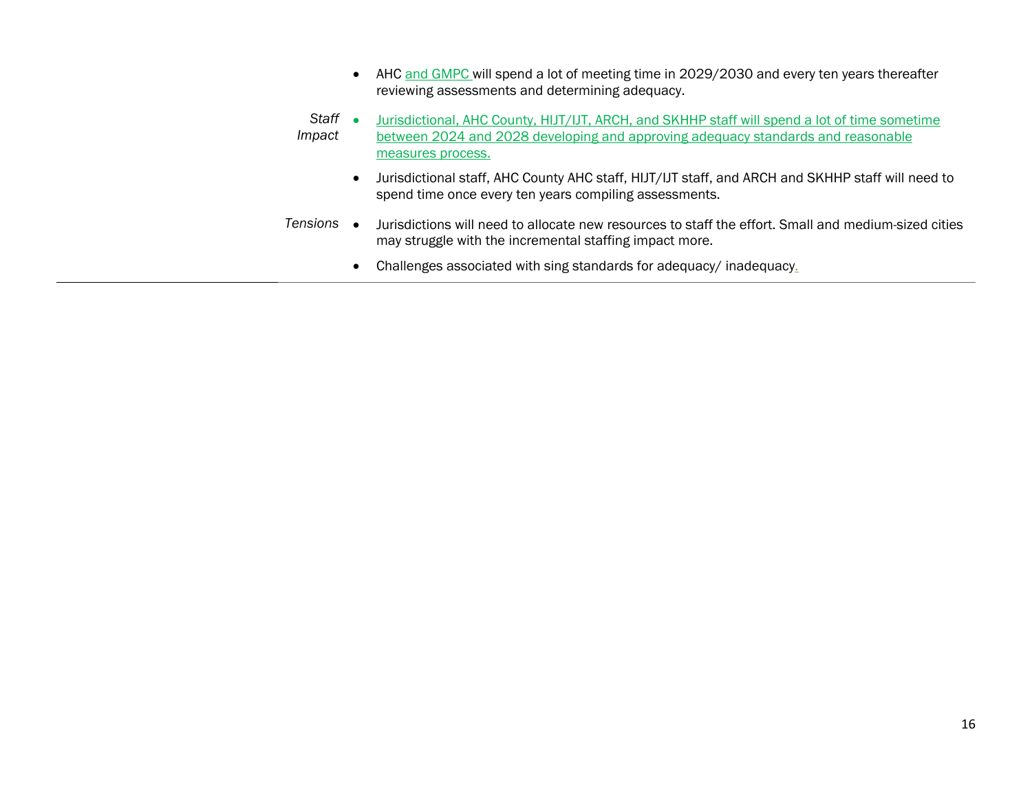| | |
|---|---|
| | • AHC and GMPC will spend a lot of meeting time in 2029/2030 and every ten years thereafter reviewing assessments and determining adequacy. |
| *Staff Impact* | • Jurisdictional, AHC County, HIJT/IJT, ARCH, and SKHHP staff will spend a lot of time sometime between 2024 and 2028 developing and approving adequacy standards and reasonable measures process. |
| | • Jurisdictional staff, AHC County AHC staff, HIJT/IJT staff, and ARCH and SKHHP staff will need to spend time once every ten years compiling assessments. |
| *Tensions* | • Jurisdictions will need to allocate new resources to staff the effort. Small and medium-sized cities may struggle with the incremental staffing impact more. |
| | • Challenges associated with sing standards for adequacy/ inadequacy. |